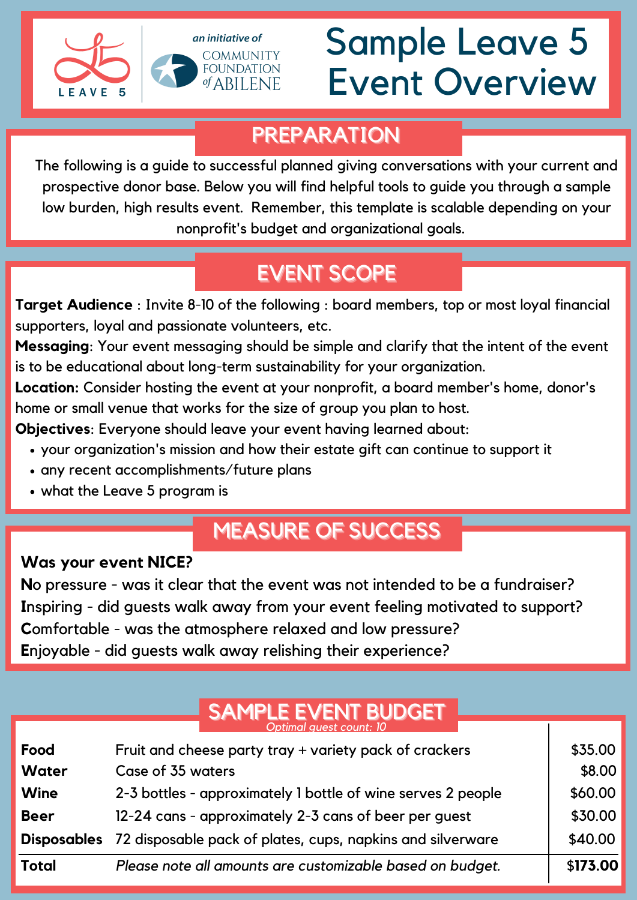LEAVE 5

an initiative of COMMUNITY FOUNDATION of ABILENE

# Sample Leave 5 Event Overview

## PREPARATION

The following is a guide to successful planned giving conversations with your current and prospective donor base. Below you will find helpful tools to guide you through a sample low burden, high results event. Remember, this template is scalable depending on your nonprofit's budget and organizational goals.

## EVENT SCOPE

**Target Audience** : Invite 8-10 of the following : board members, top or most loyal financial supporters, loyal and passionate volunteers, etc.

**Messaging**: Your event messaging should be simple and clarify that the intent of the event is to be educational about long-term sustainability for your organization.

**Location:** Consider hosting the event at your nonprofit, a board member's home, donor's home or small venue that works for the size of group you plan to host.

**Objectives**: Everyone should leave your event having learned about:

- your organization's mission and how their estate gift can continue to support it
- any recent accomplishments/future plans
- what the Leave 5 program is

## MEASURE OF SUCCESS

**Was your event NICE?**

**N**o pressure - was it clear that the event was not intended to be a fundraiser?
**I**nspiring - did guests walk away from your event feeling motivated to support?
**C**omfortable - was the atmosphere relaxed and low pressure?
**E**njoyable - did guests walk away relishing their experience?

## SAMPLE EVENT BUDGET

*Optimal guest count: 10*

| | | |
|---|---|---|
| **Food** | Fruit and cheese party tray + variety pack of crackers | $35.00 |
| **Water** | Case of 35 waters | $8.00 |
| **Wine** | 2-3 bottles - approximately 1 bottle of wine serves 2 people | $60.00 |
| **Beer** | 12-24 cans - approximately 2-3 cans of beer per guest | $30.00 |
| **Disposables** | 72 disposable pack of plates, cups, napkins and silverware | $40.00 |
| **Total** | *Please note all amounts are customizable based on budget.* | **$173.00** |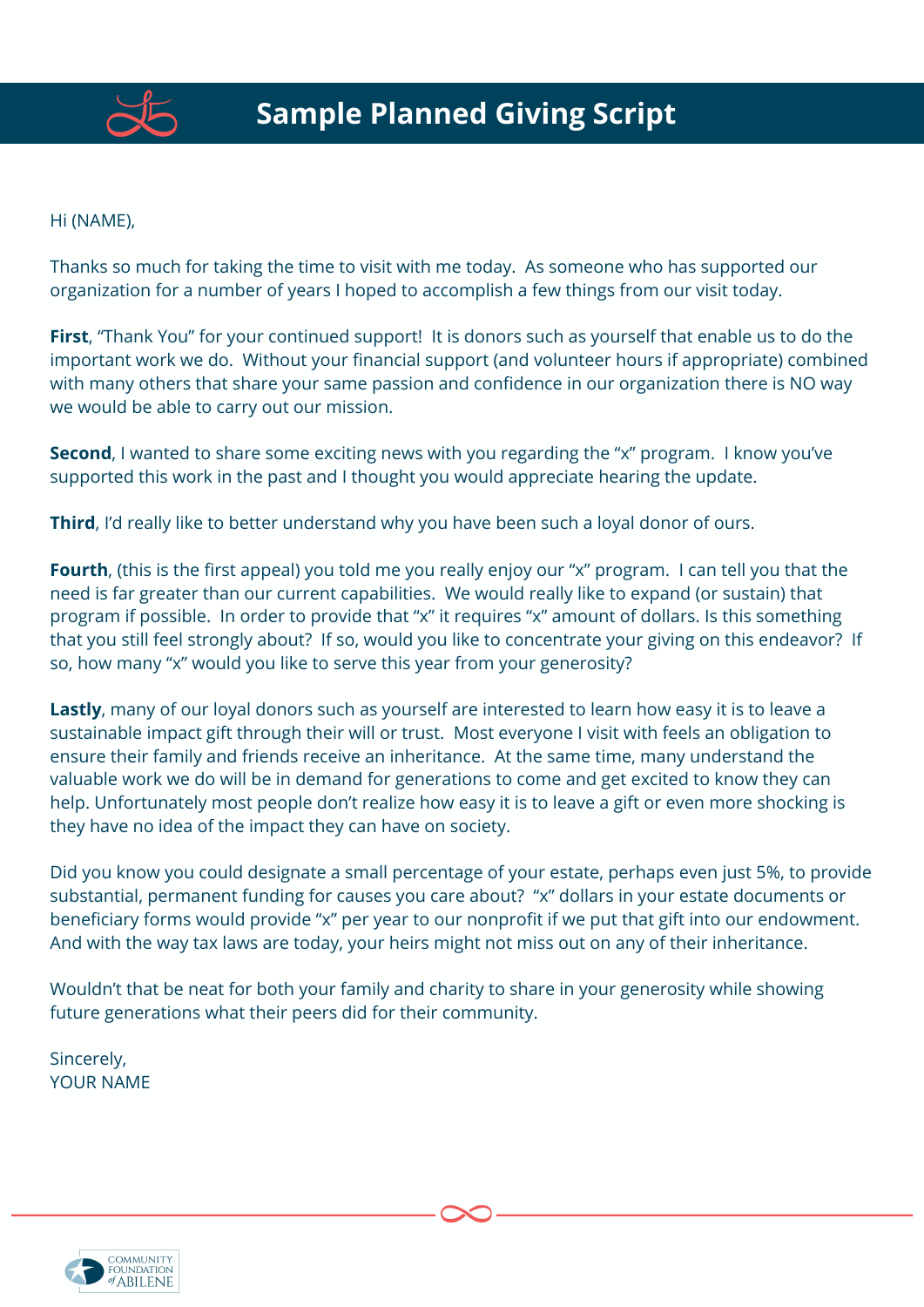# Sample Planned Giving Script

Hi (NAME),

Thanks so much for taking the time to visit with me today. As someone who has supported our organization for a number of years I hoped to accomplish a few things from our visit today.

**First**, "Thank You" for your continued support! It is donors such as yourself that enable us to do the important work we do. Without your financial support (and volunteer hours if appropriate) combined with many others that share your same passion and confidence in our organization there is NO way we would be able to carry out our mission.

**Second**, I wanted to share some exciting news with you regarding the "x" program. I know you've supported this work in the past and I thought you would appreciate hearing the update.

**Third**, I'd really like to better understand why you have been such a loyal donor of ours.

**Fourth**, (this is the first appeal) you told me you really enjoy our "x" program. I can tell you that the need is far greater than our current capabilities. We would really like to expand (or sustain) that program if possible. In order to provide that "x" it requires "x" amount of dollars. Is this something that you still feel strongly about? If so, would you like to concentrate your giving on this endeavor? If so, how many "x" would you like to serve this year from your generosity?

**Lastly**, many of our loyal donors such as yourself are interested to learn how easy it is to leave a sustainable impact gift through their will or trust. Most everyone I visit with feels an obligation to ensure their family and friends receive an inheritance. At the same time, many understand the valuable work we do will be in demand for generations to come and get excited to know they can help. Unfortunately most people don't realize how easy it is to leave a gift or even more shocking is they have no idea of the impact they can have on society.

Did you know you could designate a small percentage of your estate, perhaps even just 5%, to provide substantial, permanent funding for causes you care about? "x" dollars in your estate documents or beneficiary forms would provide "x" per year to our nonprofit if we put that gift into our endowment. And with the way tax laws are today, your heirs might not miss out on any of their inheritance.

Wouldn't that be neat for both your family and charity to share in your generosity while showing future generations what their peers did for their community.

Sincerely,
YOUR NAME

COMMUNITY FOUNDATION of ABILENE